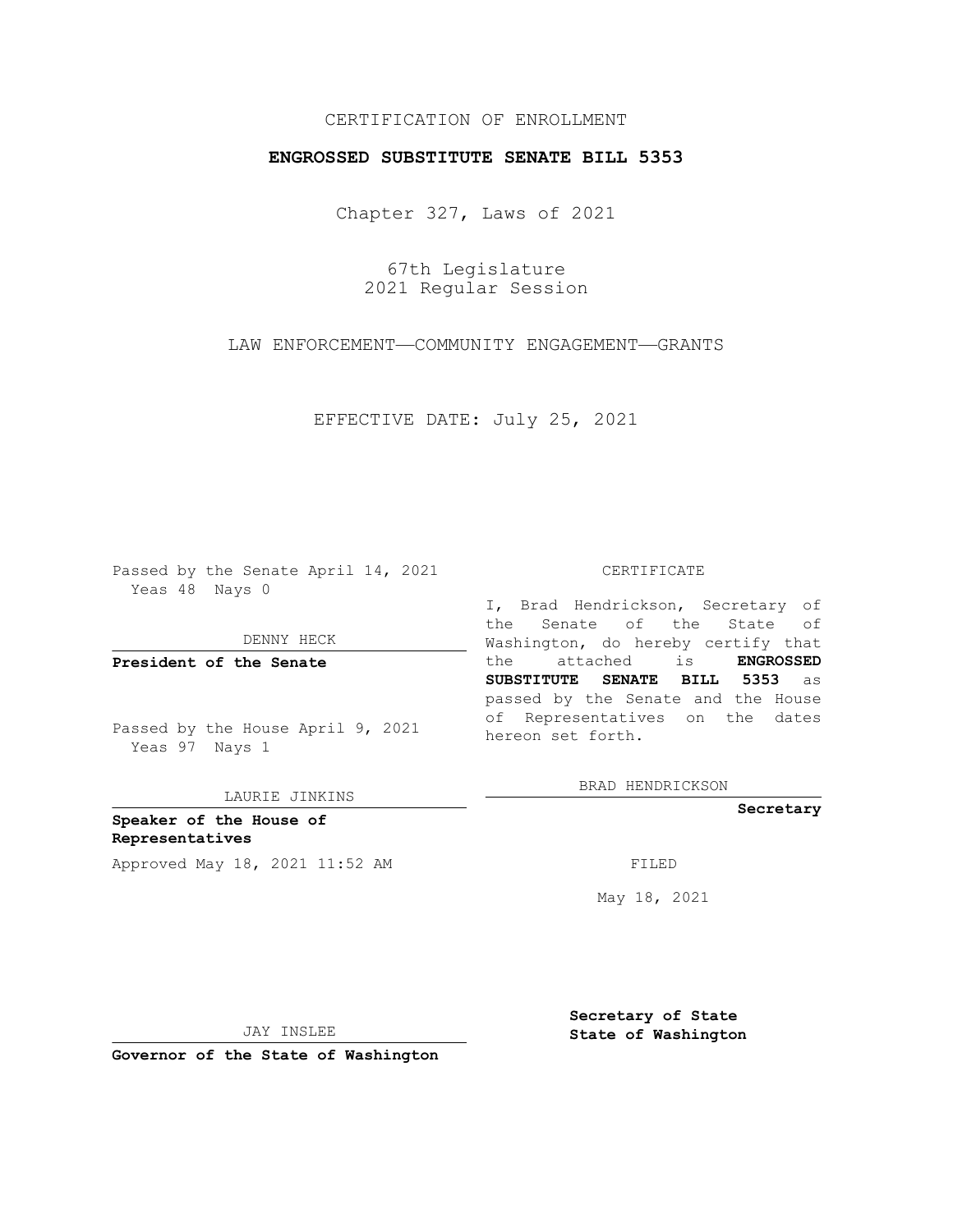CERTIFICATION OF ENROLLMENT

**ENGROSSED SUBSTITUTE SENATE BILL 5353**

Chapter 327, Laws of 2021

67th Legislature
2021 Regular Session

LAW ENFORCEMENT—COMMUNITY ENGAGEMENT—GRANTS

EFFECTIVE DATE: July 25, 2021

Passed by the Senate April 14, 2021
Yeas 48 Nays 0

DENNY HECK

**President of the Senate**

Passed by the House April 9, 2021
Yeas 97 Nays 1

LAURIE JINKINS

**Speaker of the House of Representatives**

Approved May 18, 2021 11:52 AM

JAY INSLEE

**Governor of the State of Washington**

CERTIFICATE

I, Brad Hendrickson, Secretary of the Senate of the State of Washington, do hereby certify that the attached is **ENGROSSED SUBSTITUTE SENATE BILL 5353** as passed by the Senate and the House of Representatives on the dates hereon set forth.

BRAD HENDRICKSON

**Secretary**

FILED

May 18, 2021

**Secretary of State**
**State of Washington**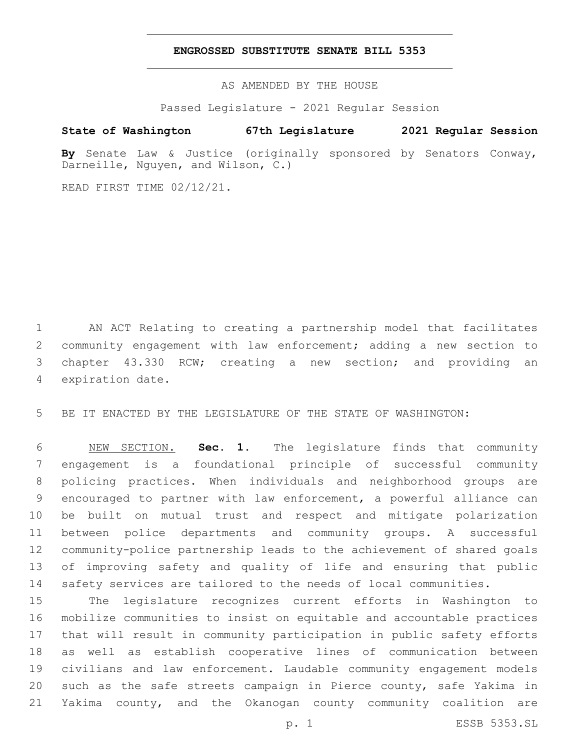# ENGROSSED SUBSTITUTE SENATE BILL 5353

AS AMENDED BY THE HOUSE

Passed Legislature - 2021 Regular Session

**State of Washington 67th Legislature 2021 Regular Session**

**By** Senate Law & Justice (originally sponsored by Senators Conway, Darneille, Nguyen, and Wilson, C.)

READ FIRST TIME 02/12/21.

AN ACT Relating to creating a partnership model that facilitates community engagement with law enforcement; adding a new section to chapter 43.330 RCW; creating a new section; and providing an expiration date.

BE IT ENACTED BY THE LEGISLATURE OF THE STATE OF WASHINGTON:

NEW SECTION. **Sec. 1.** The legislature finds that community engagement is a foundational principle of successful community policing practices. When individuals and neighborhood groups are encouraged to partner with law enforcement, a powerful alliance can be built on mutual trust and respect and mitigate polarization between police departments and community groups. A successful community-police partnership leads to the achievement of shared goals of improving safety and quality of life and ensuring that public safety services are tailored to the needs of local communities.

The legislature recognizes current efforts in Washington to mobilize communities to insist on equitable and accountable practices that will result in community participation in public safety efforts as well as establish cooperative lines of communication between civilians and law enforcement. Laudable community engagement models such as the safe streets campaign in Pierce county, safe Yakima in Yakima county, and the Okanogan county community coalition are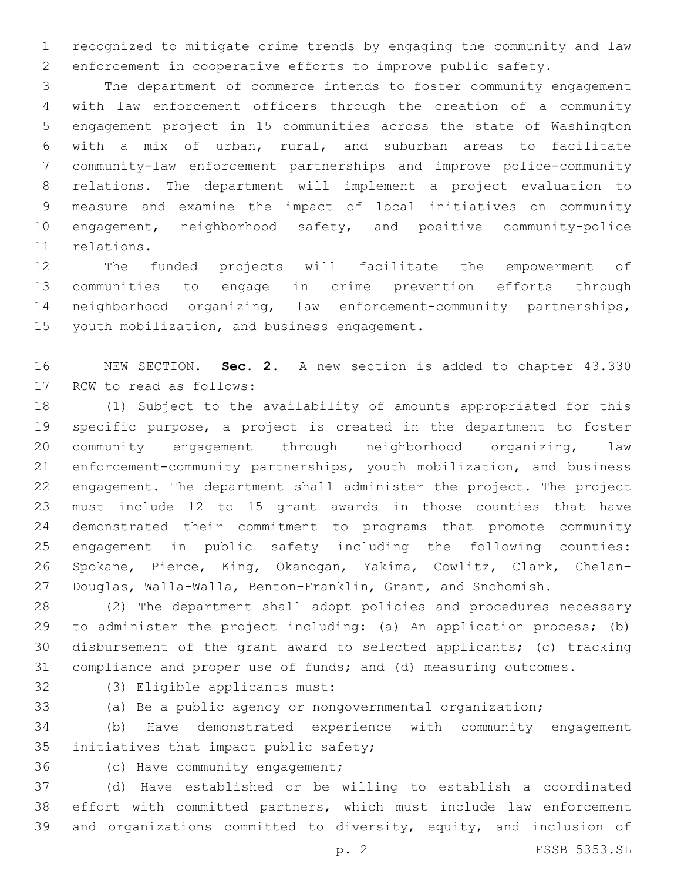recognized to mitigate crime trends by engaging the community and law enforcement in cooperative efforts to improve public safety.

The department of commerce intends to foster community engagement with law enforcement officers through the creation of a community engagement project in 15 communities across the state of Washington with a mix of urban, rural, and suburban areas to facilitate community-law enforcement partnerships and improve police-community relations. The department will implement a project evaluation to measure and examine the impact of local initiatives on community engagement, neighborhood safety, and positive community-police relations.

The funded projects will facilitate the empowerment of communities to engage in crime prevention efforts through neighborhood organizing, law enforcement-community partnerships, youth mobilization, and business engagement.

NEW SECTION. **Sec. 2.** A new section is added to chapter 43.330 RCW to read as follows:

(1) Subject to the availability of amounts appropriated for this specific purpose, a project is created in the department to foster community engagement through neighborhood organizing, law enforcement-community partnerships, youth mobilization, and business engagement. The department shall administer the project. The project must include 12 to 15 grant awards in those counties that have demonstrated their commitment to programs that promote community engagement in public safety including the following counties: Spokane, Pierce, King, Okanogan, Yakima, Cowlitz, Clark, Chelan-Douglas, Walla-Walla, Benton-Franklin, Grant, and Snohomish.

(2) The department shall adopt policies and procedures necessary to administer the project including: (a) An application process; (b) disbursement of the grant award to selected applicants; (c) tracking compliance and proper use of funds; and (d) measuring outcomes.

(3) Eligible applicants must:

(a) Be a public agency or nongovernmental organization;

(b) Have demonstrated experience with community engagement initiatives that impact public safety;

(c) Have community engagement;

(d) Have established or be willing to establish a coordinated effort with committed partners, which must include law enforcement and organizations committed to diversity, equity, and inclusion of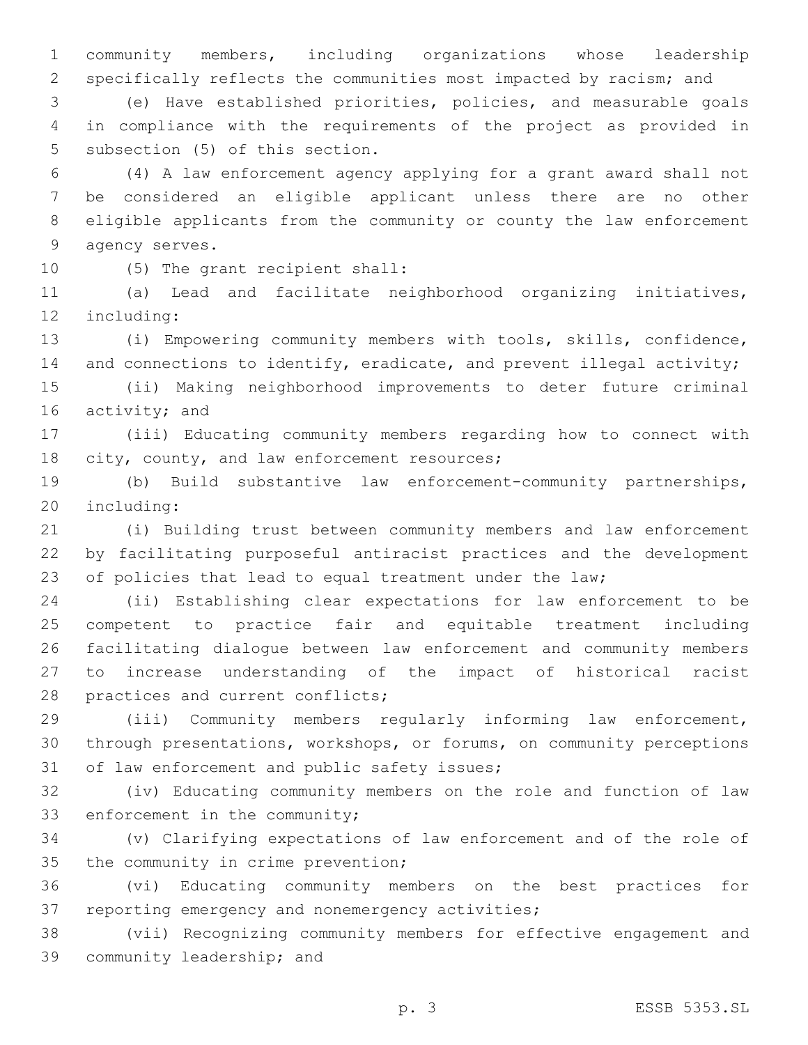community members, including organizations whose leadership specifically reflects the communities most impacted by racism; and

(e) Have established priorities, policies, and measurable goals in compliance with the requirements of the project as provided in subsection (5) of this section.

(4) A law enforcement agency applying for a grant award shall not be considered an eligible applicant unless there are no other eligible applicants from the community or county the law enforcement agency serves.

(5) The grant recipient shall:

(a) Lead and facilitate neighborhood organizing initiatives, including:

(i) Empowering community members with tools, skills, confidence, and connections to identify, eradicate, and prevent illegal activity;

(ii) Making neighborhood improvements to deter future criminal activity; and

(iii) Educating community members regarding how to connect with city, county, and law enforcement resources;

(b) Build substantive law enforcement-community partnerships, including:

(i) Building trust between community members and law enforcement by facilitating purposeful antiracist practices and the development of policies that lead to equal treatment under the law;

(ii) Establishing clear expectations for law enforcement to be competent to practice fair and equitable treatment including facilitating dialogue between law enforcement and community members to increase understanding of the impact of historical racist practices and current conflicts;

(iii) Community members regularly informing law enforcement, through presentations, workshops, or forums, on community perceptions of law enforcement and public safety issues;

(iv) Educating community members on the role and function of law enforcement in the community;

(v) Clarifying expectations of law enforcement and of the role of the community in crime prevention;

(vi) Educating community members on the best practices for reporting emergency and nonemergency activities;

(vii) Recognizing community members for effective engagement and community leadership; and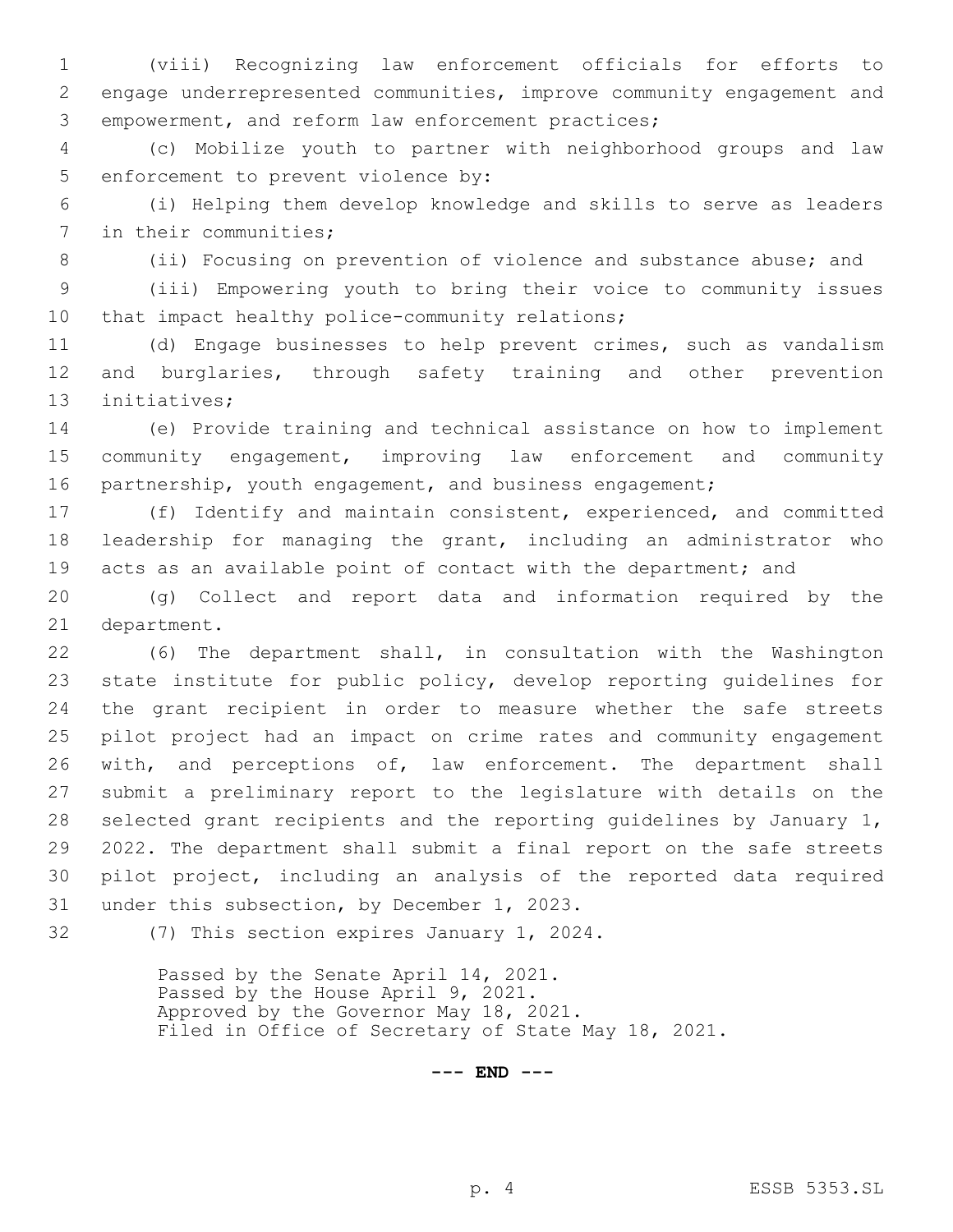(viii) Recognizing law enforcement officials for efforts to engage underrepresented communities, improve community engagement and empowerment, and reform law enforcement practices;

(c) Mobilize youth to partner with neighborhood groups and law enforcement to prevent violence by:

(i) Helping them develop knowledge and skills to serve as leaders in their communities;

(ii) Focusing on prevention of violence and substance abuse; and

(iii) Empowering youth to bring their voice to community issues that impact healthy police-community relations;

(d) Engage businesses to help prevent crimes, such as vandalism and burglaries, through safety training and other prevention initiatives;

(e) Provide training and technical assistance on how to implement community engagement, improving law enforcement and community partnership, youth engagement, and business engagement;

(f) Identify and maintain consistent, experienced, and committed leadership for managing the grant, including an administrator who acts as an available point of contact with the department; and

(g) Collect and report data and information required by the department.

(6) The department shall, in consultation with the Washington state institute for public policy, develop reporting guidelines for the grant recipient in order to measure whether the safe streets pilot project had an impact on crime rates and community engagement with, and perceptions of, law enforcement. The department shall submit a preliminary report to the legislature with details on the selected grant recipients and the reporting guidelines by January 1, 2022. The department shall submit a final report on the safe streets pilot project, including an analysis of the reported data required under this subsection, by December 1, 2023.

(7) This section expires January 1, 2024.

Passed by the Senate April 14, 2021.
Passed by the House April 9, 2021.
Approved by the Governor May 18, 2021.
Filed in Office of Secretary of State May 18, 2021.

**--- END ---**